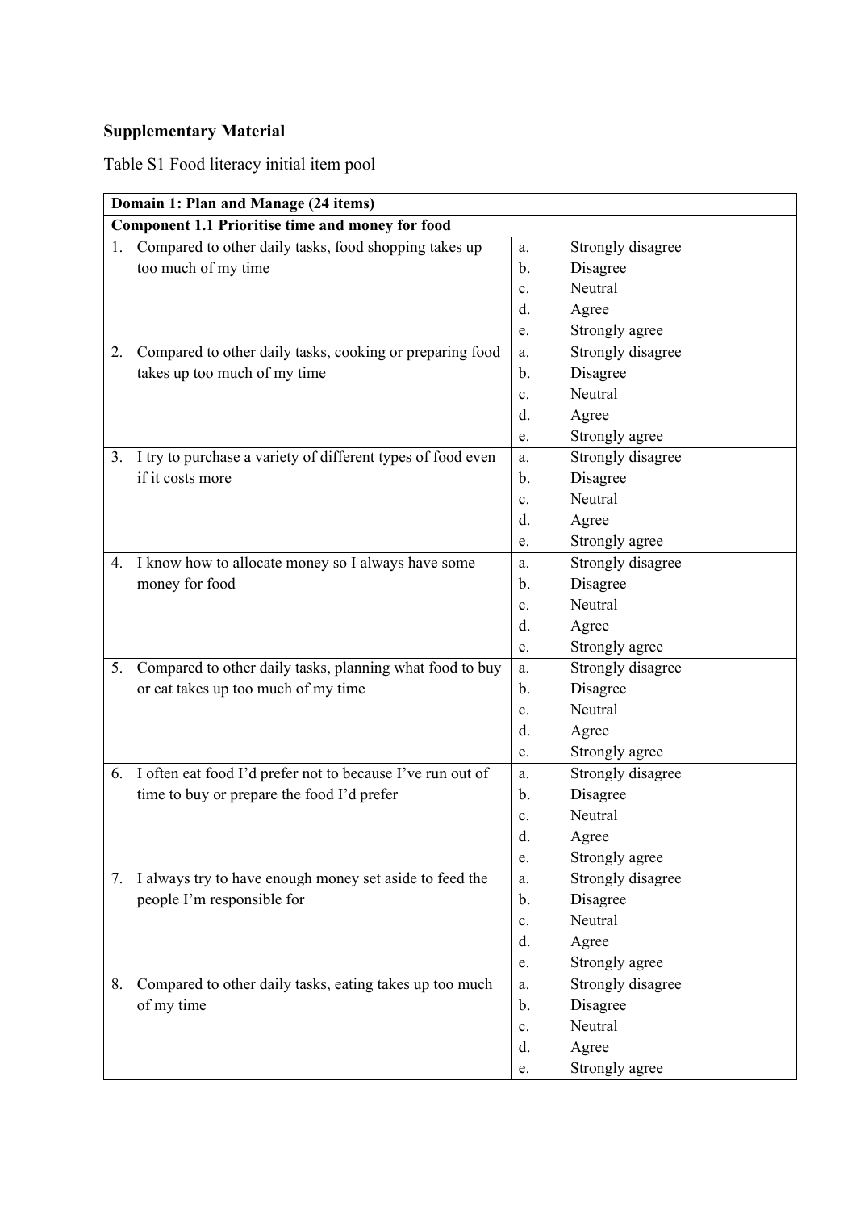**Supplementary Material**

Table S1 Food literacy initial item pool

| **Domain 1: Plan and Manage (24 items)** | |
|---|---|
| **Component 1.1 Prioritise time and money for food** | |
| 1. Compared to other daily tasks, food shopping takes up too much of my time | a. Strongly disagree<br>b. Disagree<br>c. Neutral<br>d. Agree<br>e. Strongly agree |
| 2. Compared to other daily tasks, cooking or preparing food takes up too much of my time | a. Strongly disagree<br>b. Disagree<br>c. Neutral<br>d. Agree<br>e. Strongly agree |
| 3. I try to purchase a variety of different types of food even if it costs more | a. Strongly disagree<br>b. Disagree<br>c. Neutral<br>d. Agree<br>e. Strongly agree |
| 4. I know how to allocate money so I always have some money for food | a. Strongly disagree<br>b. Disagree<br>c. Neutral<br>d. Agree<br>e. Strongly agree |
| 5. Compared to other daily tasks, planning what food to buy or eat takes up too much of my time | a. Strongly disagree<br>b. Disagree<br>c. Neutral<br>d. Agree<br>e. Strongly agree |
| 6. I often eat food I'd prefer not to because I've run out of time to buy or prepare the food I'd prefer | a. Strongly disagree<br>b. Disagree<br>c. Neutral<br>d. Agree<br>e. Strongly agree |
| 7. I always try to have enough money set aside to feed the people I'm responsible for | a. Strongly disagree<br>b. Disagree<br>c. Neutral<br>d. Agree<br>e. Strongly agree |
| 8. Compared to other daily tasks, eating takes up too much of my time | a. Strongly disagree<br>b. Disagree<br>c. Neutral<br>d. Agree<br>e. Strongly agree |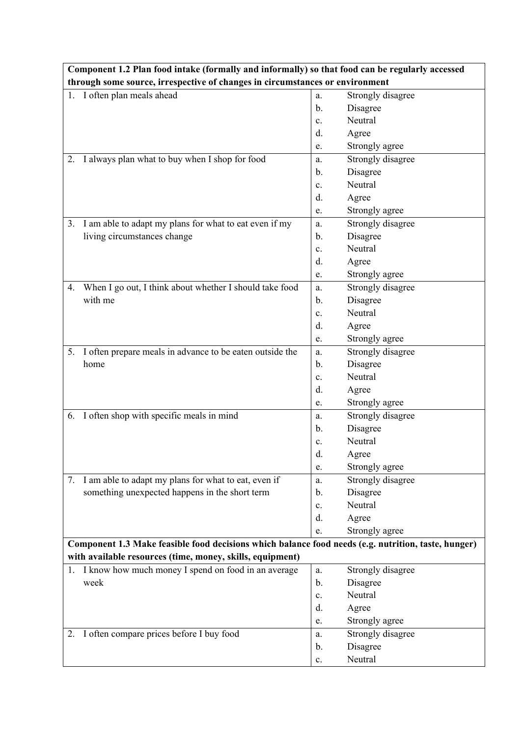| Component 1.2 Plan food intake (formally and informally) so that food can be regularly accessed through some source, irrespective of changes in circumstances or environment | |
|---|---|
| 1. I often plan meals ahead | a. Strongly disagree<br>b. Disagree<br>c. Neutral<br>d. Agree<br>e. Strongly agree |
| 2. I always plan what to buy when I shop for food | a. Strongly disagree<br>b. Disagree<br>c. Neutral<br>d. Agree<br>e. Strongly agree |
| 3. I am able to adapt my plans for what to eat even if my living circumstances change | a. Strongly disagree<br>b. Disagree<br>c. Neutral<br>d. Agree<br>e. Strongly agree |
| 4. When I go out, I think about whether I should take food with me | a. Strongly disagree<br>b. Disagree<br>c. Neutral<br>d. Agree<br>e. Strongly agree |
| 5. I often prepare meals in advance to be eaten outside the home | a. Strongly disagree<br>b. Disagree<br>c. Neutral<br>d. Agree<br>e. Strongly agree |
| 6. I often shop with specific meals in mind | a. Strongly disagree<br>b. Disagree<br>c. Neutral<br>d. Agree<br>e. Strongly agree |
| 7. I am able to adapt my plans for what to eat, even if something unexpected happens in the short term | a. Strongly disagree<br>b. Disagree<br>c. Neutral<br>d. Agree<br>e. Strongly agree |
| **Component 1.3 Make feasible food decisions which balance food needs (e.g. nutrition, taste, hunger) with available resources (time, money, skills, equipment)** | |
| 1. I know how much money I spend on food in an average week | a. Strongly disagree<br>b. Disagree<br>c. Neutral<br>d. Agree<br>e. Strongly agree |
| 2. I often compare prices before I buy food | a. Strongly disagree<br>b. Disagree<br>c. Neutral |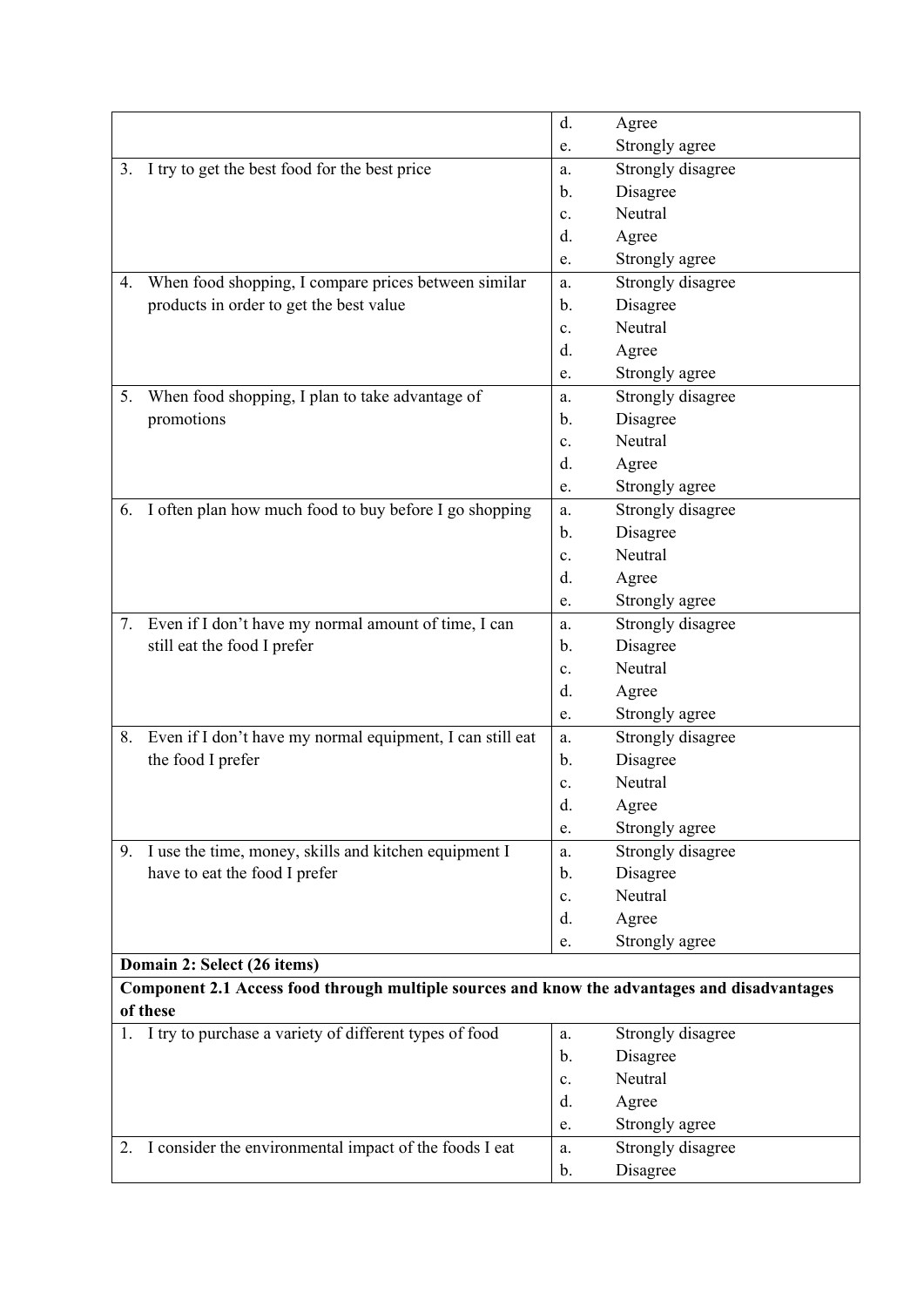| | |
|---|---|
| | d. Agree<br>e. Strongly agree |
| 3. I try to get the best food for the best price | a. Strongly disagree<br>b. Disagree<br>c. Neutral<br>d. Agree<br>e. Strongly agree |
| 4. When food shopping, I compare prices between similar products in order to get the best value | a. Strongly disagree<br>b. Disagree<br>c. Neutral<br>d. Agree<br>e. Strongly agree |
| 5. When food shopping, I plan to take advantage of promotions | a. Strongly disagree<br>b. Disagree<br>c. Neutral<br>d. Agree<br>e. Strongly agree |
| 6. I often plan how much food to buy before I go shopping | a. Strongly disagree<br>b. Disagree<br>c. Neutral<br>d. Agree<br>e. Strongly agree |
| 7. Even if I don't have my normal amount of time, I can still eat the food I prefer | a. Strongly disagree<br>b. Disagree<br>c. Neutral<br>d. Agree<br>e. Strongly agree |
| 8. Even if I don't have my normal equipment, I can still eat the food I prefer | a. Strongly disagree<br>b. Disagree<br>c. Neutral<br>d. Agree<br>e. Strongly agree |
| 9. I use the time, money, skills and kitchen equipment I have to eat the food I prefer | a. Strongly disagree<br>b. Disagree<br>c. Neutral<br>d. Agree<br>e. Strongly agree |
| **Domain 2: Select (26 items)** | |
| **Component 2.1 Access food through multiple sources and know the advantages and disadvantages of these** | |
| 1. I try to purchase a variety of different types of food | a. Strongly disagree<br>b. Disagree<br>c. Neutral<br>d. Agree<br>e. Strongly agree |
| 2. I consider the environmental impact of the foods I eat | a. Strongly disagree<br>b. Disagree |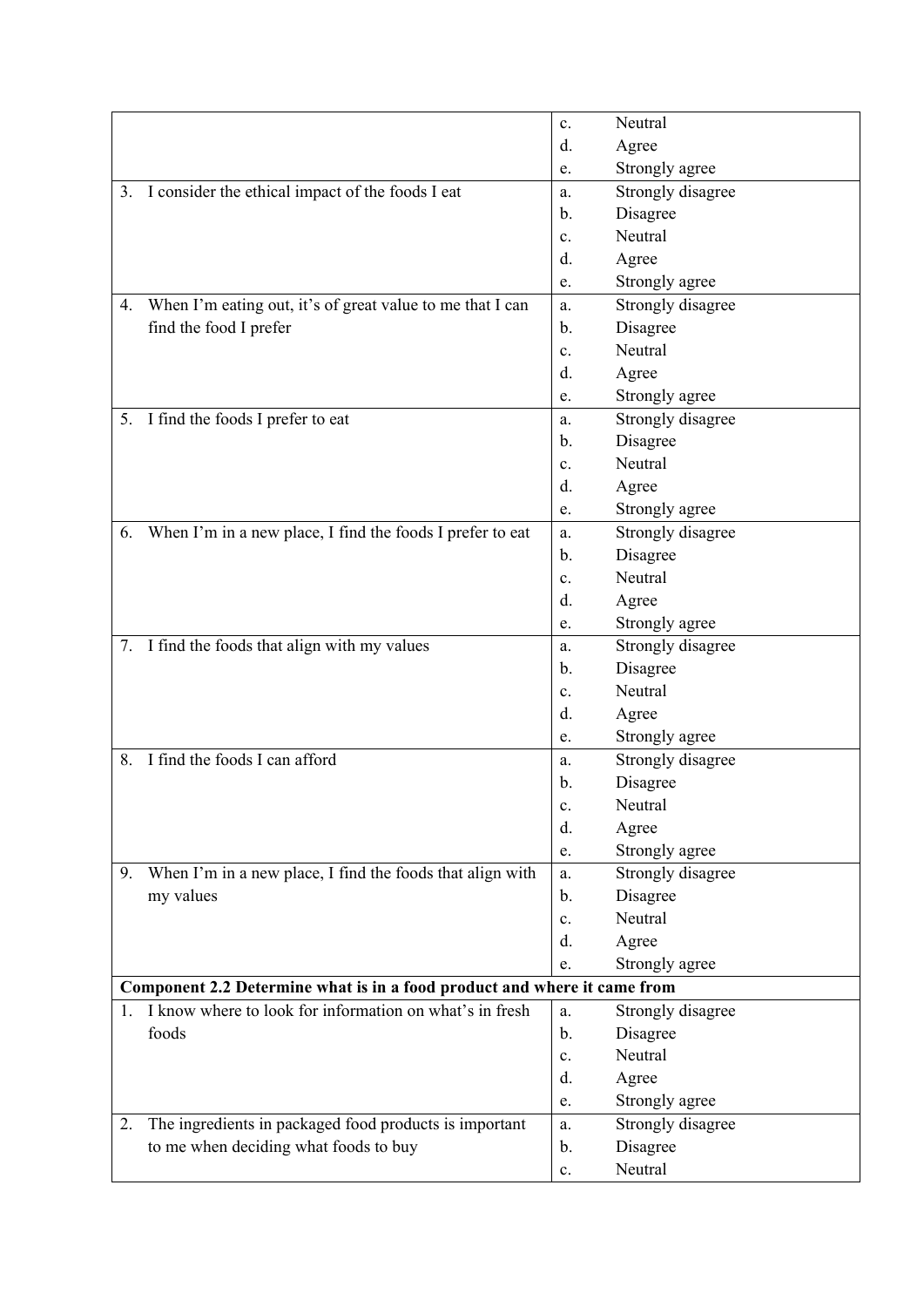| | |
|---|---|
| | c. Neutral<br>d. Agree<br>e. Strongly agree |
| 3. I consider the ethical impact of the foods I eat | a. Strongly disagree<br>b. Disagree<br>c. Neutral<br>d. Agree<br>e. Strongly agree |
| 4. When I'm eating out, it's of great value to me that I can find the food I prefer | a. Strongly disagree<br>b. Disagree<br>c. Neutral<br>d. Agree<br>e. Strongly agree |
| 5. I find the foods I prefer to eat | a. Strongly disagree<br>b. Disagree<br>c. Neutral<br>d. Agree<br>e. Strongly agree |
| 6. When I'm in a new place, I find the foods I prefer to eat | a. Strongly disagree<br>b. Disagree<br>c. Neutral<br>d. Agree<br>e. Strongly agree |
| 7. I find the foods that align with my values | a. Strongly disagree<br>b. Disagree<br>c. Neutral<br>d. Agree<br>e. Strongly agree |
| 8. I find the foods I can afford | a. Strongly disagree<br>b. Disagree<br>c. Neutral<br>d. Agree<br>e. Strongly agree |
| 9. When I'm in a new place, I find the foods that align with my values | a. Strongly disagree<br>b. Disagree<br>c. Neutral<br>d. Agree<br>e. Strongly agree |
| **Component 2.2 Determine what is in a food product and where it came from** | |
| 1. I know where to look for information on what's in fresh foods | a. Strongly disagree<br>b. Disagree<br>c. Neutral<br>d. Agree<br>e. Strongly agree |
| 2. The ingredients in packaged food products is important to me when deciding what foods to buy | a. Strongly disagree<br>b. Disagree<br>c. Neutral |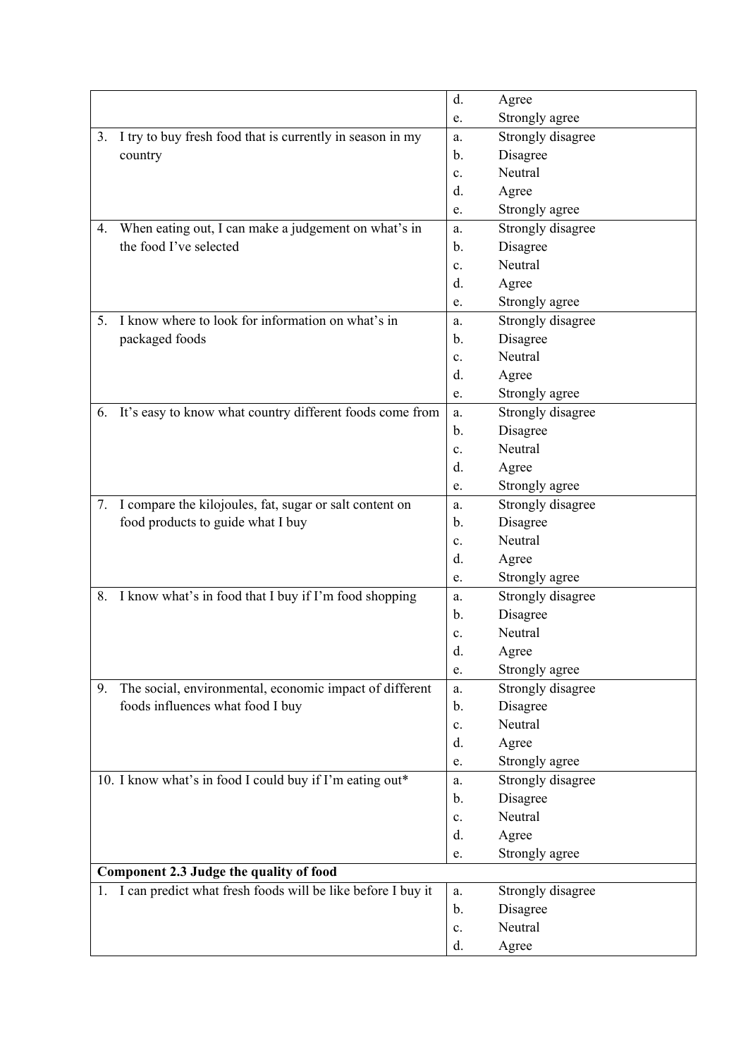| | |
|---|---|
| | d. Agree<br>e. Strongly agree |
| 3. I try to buy fresh food that is currently in season in my country | a. Strongly disagree<br>b. Disagree<br>c. Neutral<br>d. Agree<br>e. Strongly agree |
| 4. When eating out, I can make a judgement on what's in the food I've selected | a. Strongly disagree<br>b. Disagree<br>c. Neutral<br>d. Agree<br>e. Strongly agree |
| 5. I know where to look for information on what's in packaged foods | a. Strongly disagree<br>b. Disagree<br>c. Neutral<br>d. Agree<br>e. Strongly agree |
| 6. It's easy to know what country different foods come from | a. Strongly disagree<br>b. Disagree<br>c. Neutral<br>d. Agree<br>e. Strongly agree |
| 7. I compare the kilojoules, fat, sugar or salt content on food products to guide what I buy | a. Strongly disagree<br>b. Disagree<br>c. Neutral<br>d. Agree<br>e. Strongly agree |
| 8. I know what's in food that I buy if I'm food shopping | a. Strongly disagree<br>b. Disagree<br>c. Neutral<br>d. Agree<br>e. Strongly agree |
| 9. The social, environmental, economic impact of different foods influences what food I buy | a. Strongly disagree<br>b. Disagree<br>c. Neutral<br>d. Agree<br>e. Strongly agree |
| 10. I know what's in food I could buy if I'm eating out* | a. Strongly disagree<br>b. Disagree<br>c. Neutral<br>d. Agree<br>e. Strongly agree |
| **Component 2.3 Judge the quality of food** | |
| 1. I can predict what fresh foods will be like before I buy it | a. Strongly disagree<br>b. Disagree<br>c. Neutral<br>d. Agree |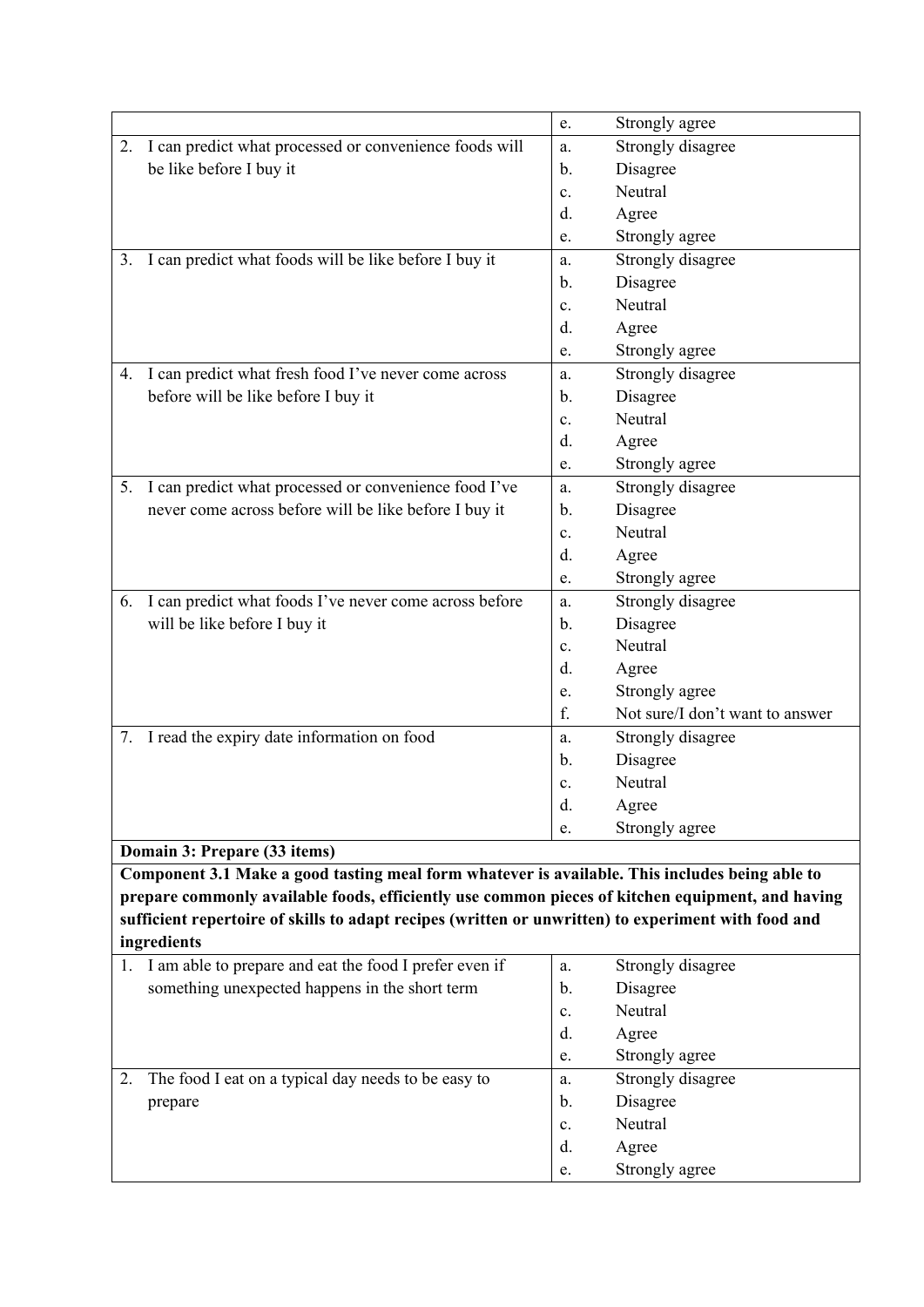| | |
|---|---|
| | e. Strongly agree |
| 2. I can predict what processed or convenience foods will be like before I buy it | a. Strongly disagree<br>b. Disagree<br>c. Neutral<br>d. Agree<br>e. Strongly agree |
| 3. I can predict what foods will be like before I buy it | a. Strongly disagree<br>b. Disagree<br>c. Neutral<br>d. Agree<br>e. Strongly agree |
| 4. I can predict what fresh food I've never come across before will be like before I buy it | a. Strongly disagree<br>b. Disagree<br>c. Neutral<br>d. Agree<br>e. Strongly agree |
| 5. I can predict what processed or convenience food I've never come across before will be like before I buy it | a. Strongly disagree<br>b. Disagree<br>c. Neutral<br>d. Agree<br>e. Strongly agree |
| 6. I can predict what foods I've never come across before will be like before I buy it | a. Strongly disagree<br>b. Disagree<br>c. Neutral<br>d. Agree<br>e. Strongly agree<br>f. Not sure/I don't want to answer |
| 7. I read the expiry date information on food | a. Strongly disagree<br>b. Disagree<br>c. Neutral<br>d. Agree<br>e. Strongly agree |
| **Domain 3: Prepare (33 items)** | |
| **Component 3.1 Make a good tasting meal form whatever is available. This includes being able to prepare commonly available foods, efficiently use common pieces of kitchen equipment, and having sufficient repertoire of skills to adapt recipes (written or unwritten) to experiment with food and ingredients** | |
| 1. I am able to prepare and eat the food I prefer even if something unexpected happens in the short term | a. Strongly disagree<br>b. Disagree<br>c. Neutral<br>d. Agree<br>e. Strongly agree |
| 2. The food I eat on a typical day needs to be easy to prepare | a. Strongly disagree<br>b. Disagree<br>c. Neutral<br>d. Agree<br>e. Strongly agree |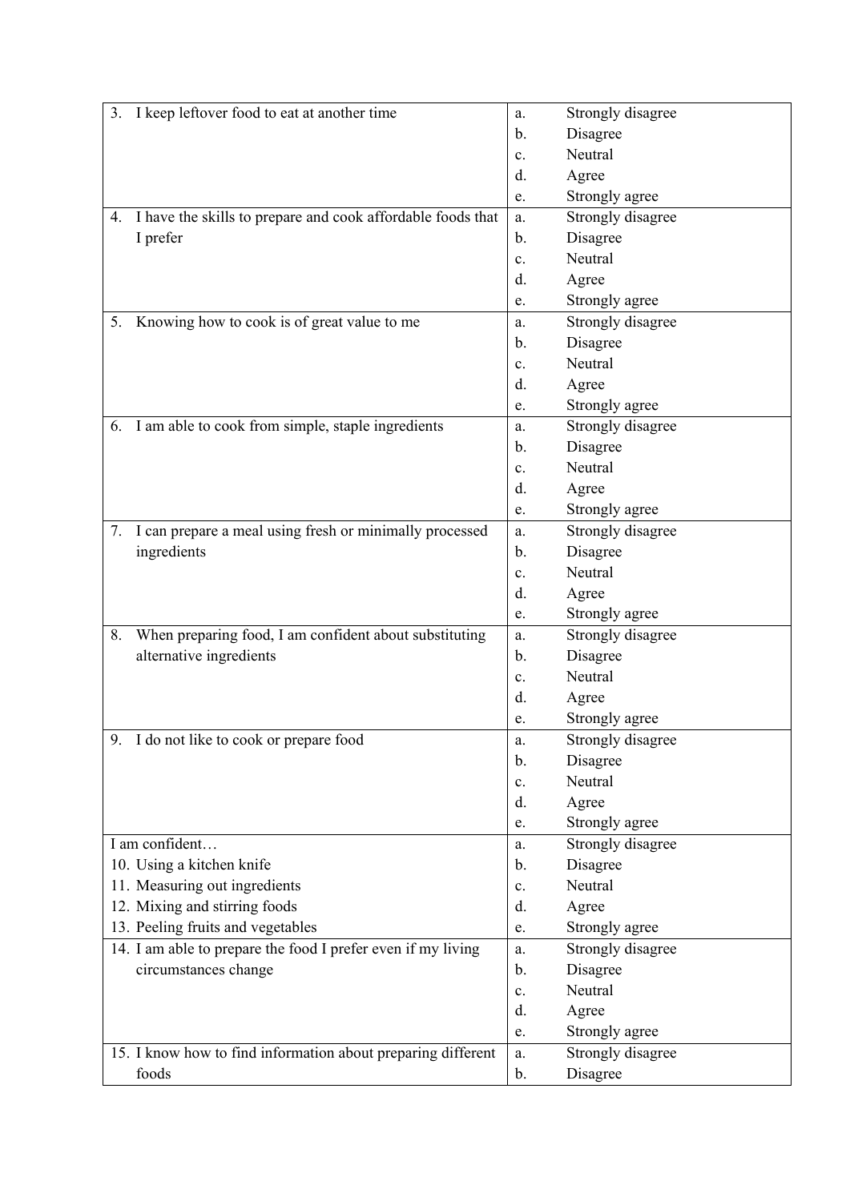| | |
|---|---|
| 3. I keep leftover food to eat at another time | a. Strongly disagree<br>b. Disagree<br>c. Neutral<br>d. Agree<br>e. Strongly agree |
| 4. I have the skills to prepare and cook affordable foods that I prefer | a. Strongly disagree<br>b. Disagree<br>c. Neutral<br>d. Agree<br>e. Strongly agree |
| 5. Knowing how to cook is of great value to me | a. Strongly disagree<br>b. Disagree<br>c. Neutral<br>d. Agree<br>e. Strongly agree |
| 6. I am able to cook from simple, staple ingredients | a. Strongly disagree<br>b. Disagree<br>c. Neutral<br>d. Agree<br>e. Strongly agree |
| 7. I can prepare a meal using fresh or minimally processed ingredients | a. Strongly disagree<br>b. Disagree<br>c. Neutral<br>d. Agree<br>e. Strongly agree |
| 8. When preparing food, I am confident about substituting alternative ingredients | a. Strongly disagree<br>b. Disagree<br>c. Neutral<br>d. Agree<br>e. Strongly agree |
| 9. I do not like to cook or prepare food | a. Strongly disagree<br>b. Disagree<br>c. Neutral<br>d. Agree<br>e. Strongly agree |
| I am confident…<br>10. Using a kitchen knife<br>11. Measuring out ingredients<br>12. Mixing and stirring foods<br>13. Peeling fruits and vegetables | a. Strongly disagree<br>b. Disagree<br>c. Neutral<br>d. Agree<br>e. Strongly agree |
| 14. I am able to prepare the food I prefer even if my living circumstances change | a. Strongly disagree<br>b. Disagree<br>c. Neutral<br>d. Agree<br>e. Strongly agree |
| 15. I know how to find information about preparing different foods | a. Strongly disagree<br>b. Disagree |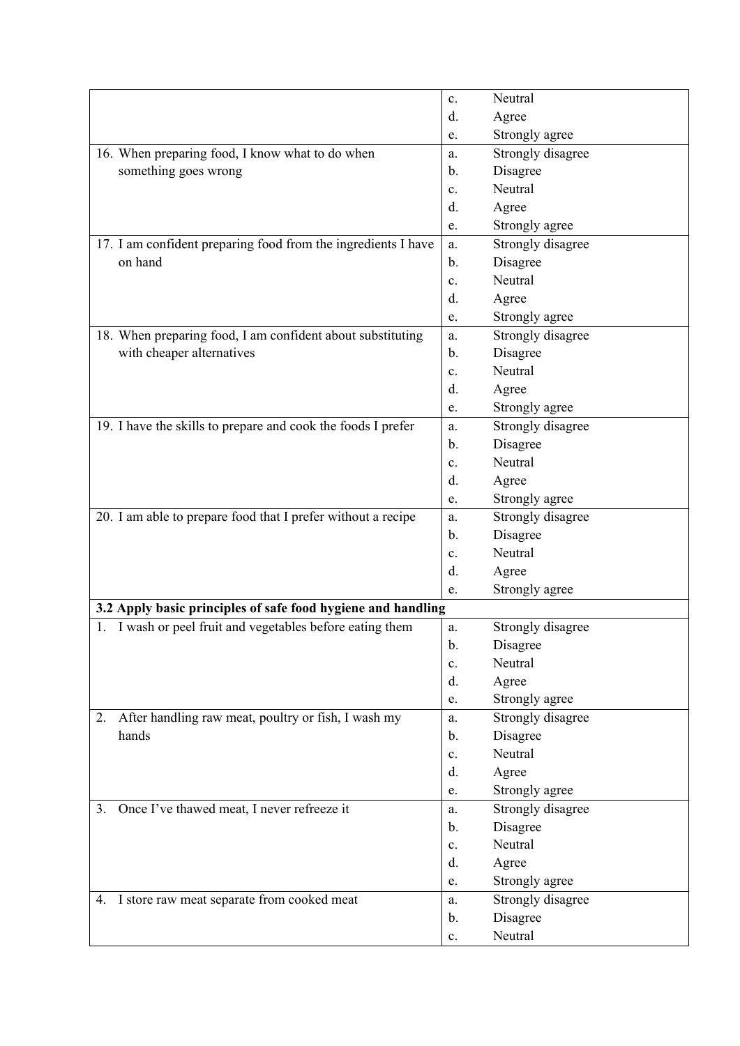| | |
|---|---|
| | c. Neutral<br>d. Agree<br>e. Strongly agree |
| 16. When preparing food, I know what to do when something goes wrong | a. Strongly disagree<br>b. Disagree<br>c. Neutral<br>d. Agree<br>e. Strongly agree |
| 17. I am confident preparing food from the ingredients I have on hand | a. Strongly disagree<br>b. Disagree<br>c. Neutral<br>d. Agree<br>e. Strongly agree |
| 18. When preparing food, I am confident about substituting with cheaper alternatives | a. Strongly disagree<br>b. Disagree<br>c. Neutral<br>d. Agree<br>e. Strongly agree |
| 19. I have the skills to prepare and cook the foods I prefer | a. Strongly disagree<br>b. Disagree<br>c. Neutral<br>d. Agree<br>e. Strongly agree |
| 20. I am able to prepare food that I prefer without a recipe | a. Strongly disagree<br>b. Disagree<br>c. Neutral<br>d. Agree<br>e. Strongly agree |
| **3.2 Apply basic principles of safe food hygiene and handling** | |
| 1. I wash or peel fruit and vegetables before eating them | a. Strongly disagree<br>b. Disagree<br>c. Neutral<br>d. Agree<br>e. Strongly agree |
| 2. After handling raw meat, poultry or fish, I wash my hands | a. Strongly disagree<br>b. Disagree<br>c. Neutral<br>d. Agree<br>e. Strongly agree |
| 3. Once I've thawed meat, I never refreeze it | a. Strongly disagree<br>b. Disagree<br>c. Neutral<br>d. Agree<br>e. Strongly agree |
| 4. I store raw meat separate from cooked meat | a. Strongly disagree<br>b. Disagree<br>c. Neutral |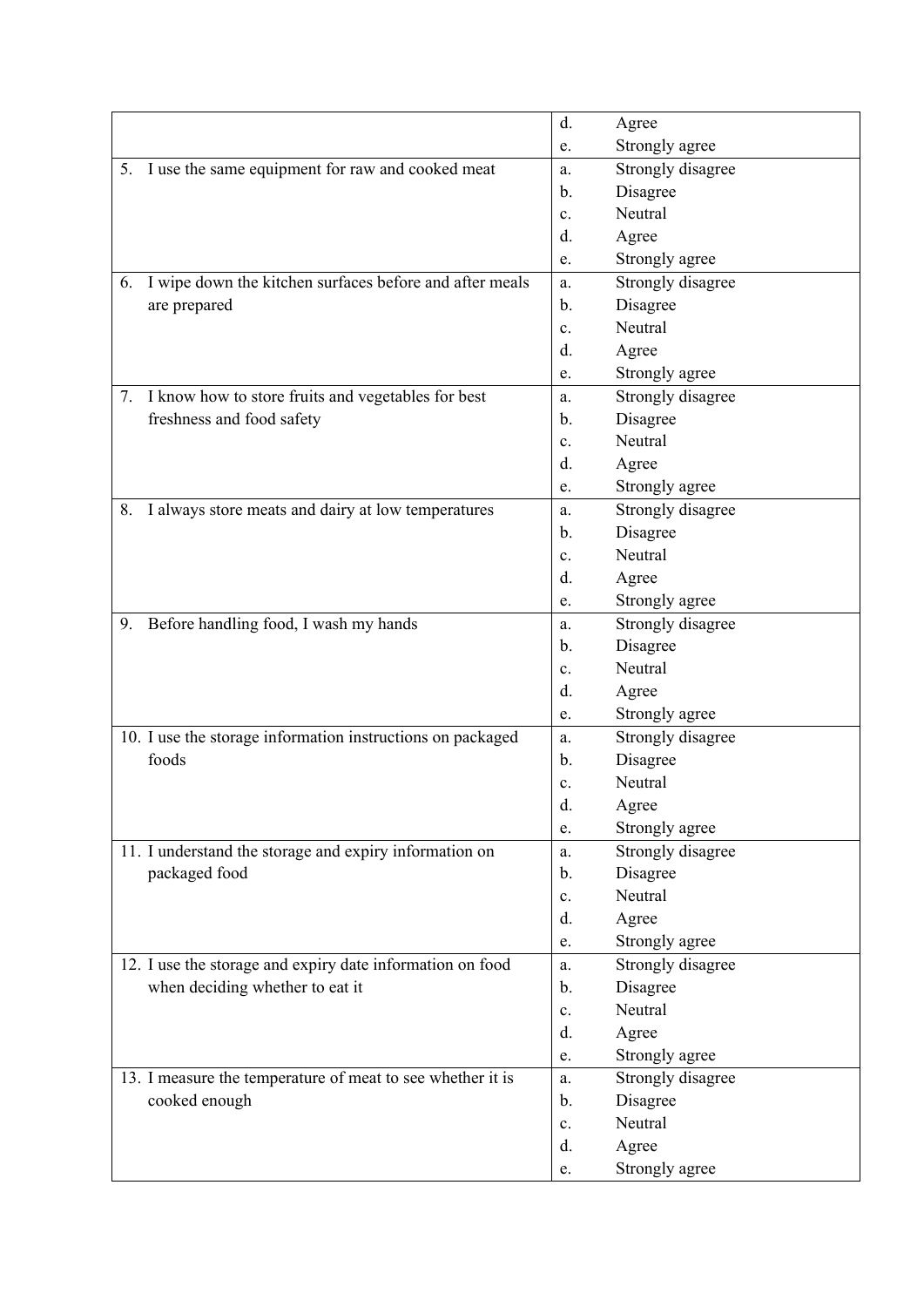| | |
|---|---|
| | d. Agree<br>e. Strongly agree |
| 5. I use the same equipment for raw and cooked meat | a. Strongly disagree<br>b. Disagree<br>c. Neutral<br>d. Agree<br>e. Strongly agree |
| 6. I wipe down the kitchen surfaces before and after meals are prepared | a. Strongly disagree<br>b. Disagree<br>c. Neutral<br>d. Agree<br>e. Strongly agree |
| 7. I know how to store fruits and vegetables for best freshness and food safety | a. Strongly disagree<br>b. Disagree<br>c. Neutral<br>d. Agree<br>e. Strongly agree |
| 8. I always store meats and dairy at low temperatures | a. Strongly disagree<br>b. Disagree<br>c. Neutral<br>d. Agree<br>e. Strongly agree |
| 9. Before handling food, I wash my hands | a. Strongly disagree<br>b. Disagree<br>c. Neutral<br>d. Agree<br>e. Strongly agree |
| 10. I use the storage information instructions on packaged foods | a. Strongly disagree<br>b. Disagree<br>c. Neutral<br>d. Agree<br>e. Strongly agree |
| 11. I understand the storage and expiry information on packaged food | a. Strongly disagree<br>b. Disagree<br>c. Neutral<br>d. Agree<br>e. Strongly agree |
| 12. I use the storage and expiry date information on food when deciding whether to eat it | a. Strongly disagree<br>b. Disagree<br>c. Neutral<br>d. Agree<br>e. Strongly agree |
| 13. I measure the temperature of meat to see whether it is cooked enough | a. Strongly disagree<br>b. Disagree<br>c. Neutral<br>d. Agree<br>e. Strongly agree |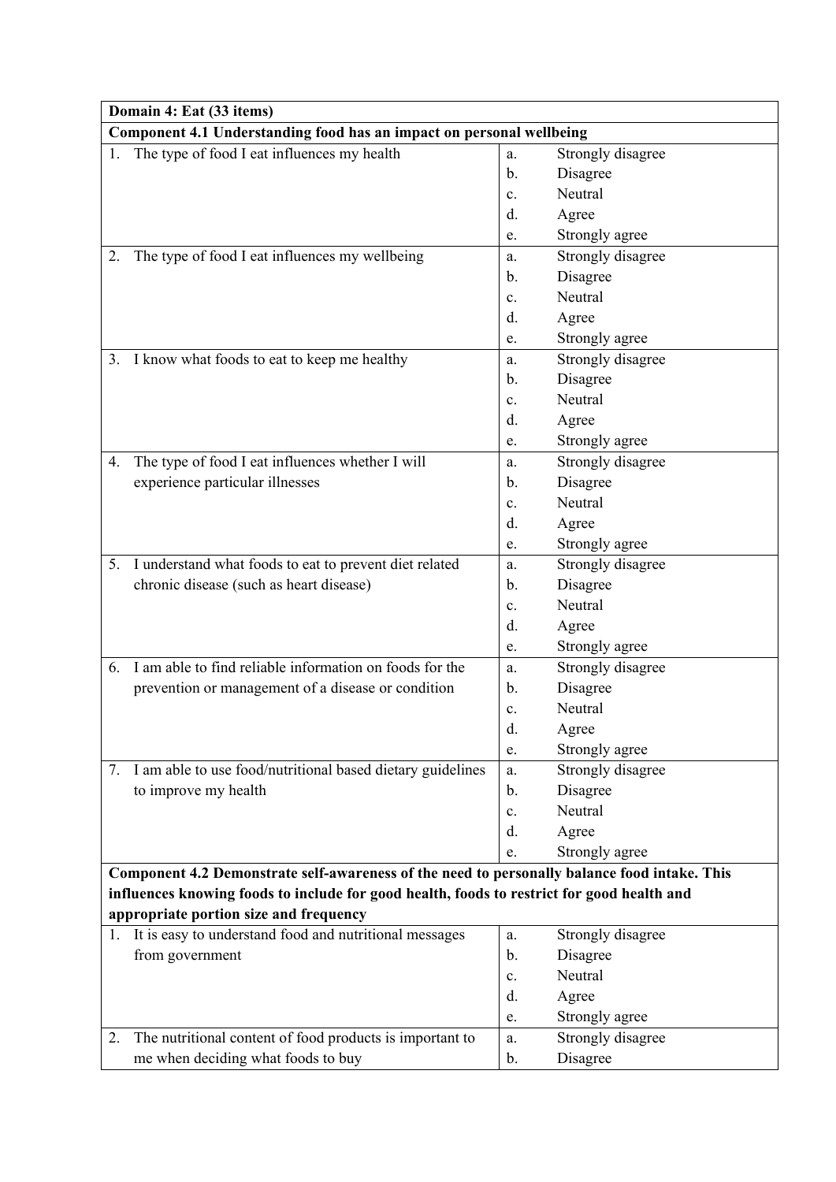| Domain 4: Eat (33 items) | |
|---|---|
| **Component 4.1 Understanding food has an impact on personal wellbeing** | |
| 1. The type of food I eat influences my health | a. Strongly disagree<br>b. Disagree<br>c. Neutral<br>d. Agree<br>e. Strongly agree |
| 2. The type of food I eat influences my wellbeing | a. Strongly disagree<br>b. Disagree<br>c. Neutral<br>d. Agree<br>e. Strongly agree |
| 3. I know what foods to eat to keep me healthy | a. Strongly disagree<br>b. Disagree<br>c. Neutral<br>d. Agree<br>e. Strongly agree |
| 4. The type of food I eat influences whether I will experience particular illnesses | a. Strongly disagree<br>b. Disagree<br>c. Neutral<br>d. Agree<br>e. Strongly agree |
| 5. I understand what foods to eat to prevent diet related chronic disease (such as heart disease) | a. Strongly disagree<br>b. Disagree<br>c. Neutral<br>d. Agree<br>e. Strongly agree |
| 6. I am able to find reliable information on foods for the prevention or management of a disease or condition | a. Strongly disagree<br>b. Disagree<br>c. Neutral<br>d. Agree<br>e. Strongly agree |
| 7. I am able to use food/nutritional based dietary guidelines to improve my health | a. Strongly disagree<br>b. Disagree<br>c. Neutral<br>d. Agree<br>e. Strongly agree |
| **Component 4.2 Demonstrate self-awareness of the need to personally balance food intake. This influences knowing foods to include for good health, foods to restrict for good health and appropriate portion size and frequency** | |
| 1. It is easy to understand food and nutritional messages from government | a. Strongly disagree<br>b. Disagree<br>c. Neutral<br>d. Agree<br>e. Strongly agree |
| 2. The nutritional content of food products is important to me when deciding what foods to buy | a. Strongly disagree<br>b. Disagree |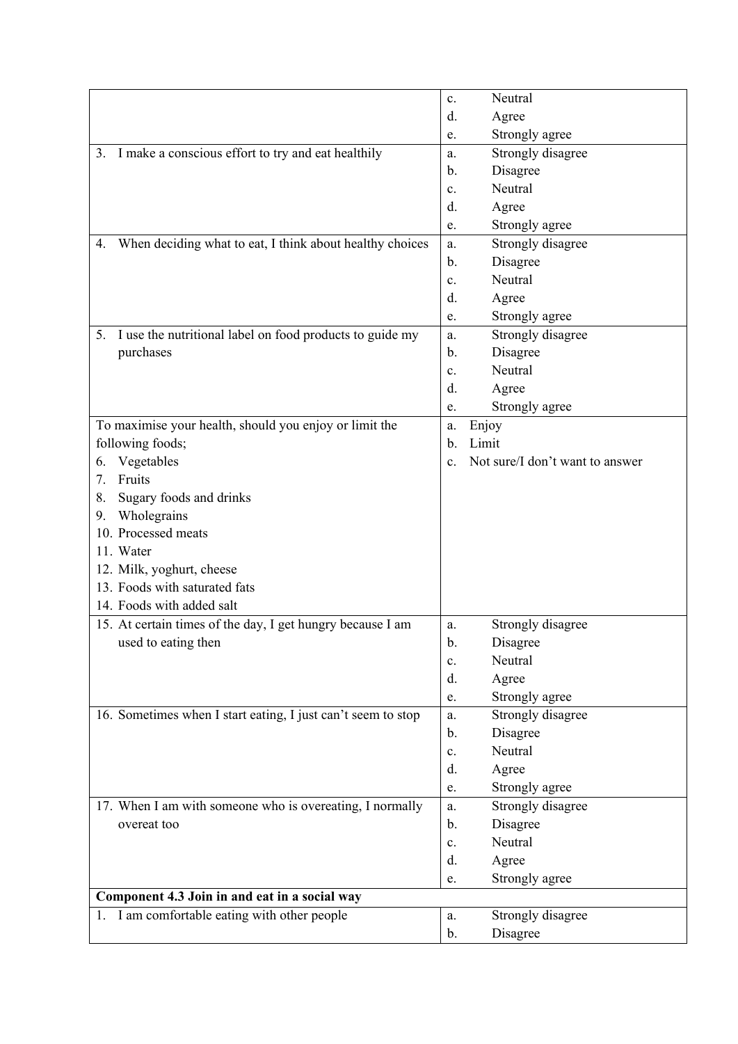| | |
|---|---|
| | c. Neutral<br>d. Agree<br>e. Strongly agree |
| 3. I make a conscious effort to try and eat healthily | a. Strongly disagree<br>b. Disagree<br>c. Neutral<br>d. Agree<br>e. Strongly agree |
| 4. When deciding what to eat, I think about healthy choices | a. Strongly disagree<br>b. Disagree<br>c. Neutral<br>d. Agree<br>e. Strongly agree |
| 5. I use the nutritional label on food products to guide my purchases | a. Strongly disagree<br>b. Disagree<br>c. Neutral<br>d. Agree<br>e. Strongly agree |
| To maximise your health, should you enjoy or limit the following foods;<br>6. Vegetables<br>7. Fruits<br>8. Sugary foods and drinks<br>9. Wholegrains<br>10. Processed meats<br>11. Water<br>12. Milk, yoghurt, cheese<br>13. Foods with saturated fats<br>14. Foods with added salt | a. Enjoy<br>b. Limit<br>c. Not sure/I don't want to answer |
| 15. At certain times of the day, I get hungry because I am used to eating then | a. Strongly disagree<br>b. Disagree<br>c. Neutral<br>d. Agree<br>e. Strongly agree |
| 16. Sometimes when I start eating, I just can't seem to stop | a. Strongly disagree<br>b. Disagree<br>c. Neutral<br>d. Agree<br>e. Strongly agree |
| 17. When I am with someone who is overeating, I normally overeat too | a. Strongly disagree<br>b. Disagree<br>c. Neutral<br>d. Agree<br>e. Strongly agree |
| **Component 4.3 Join in and eat in a social way** | |
| 1. I am comfortable eating with other people | a. Strongly disagree<br>b. Disagree |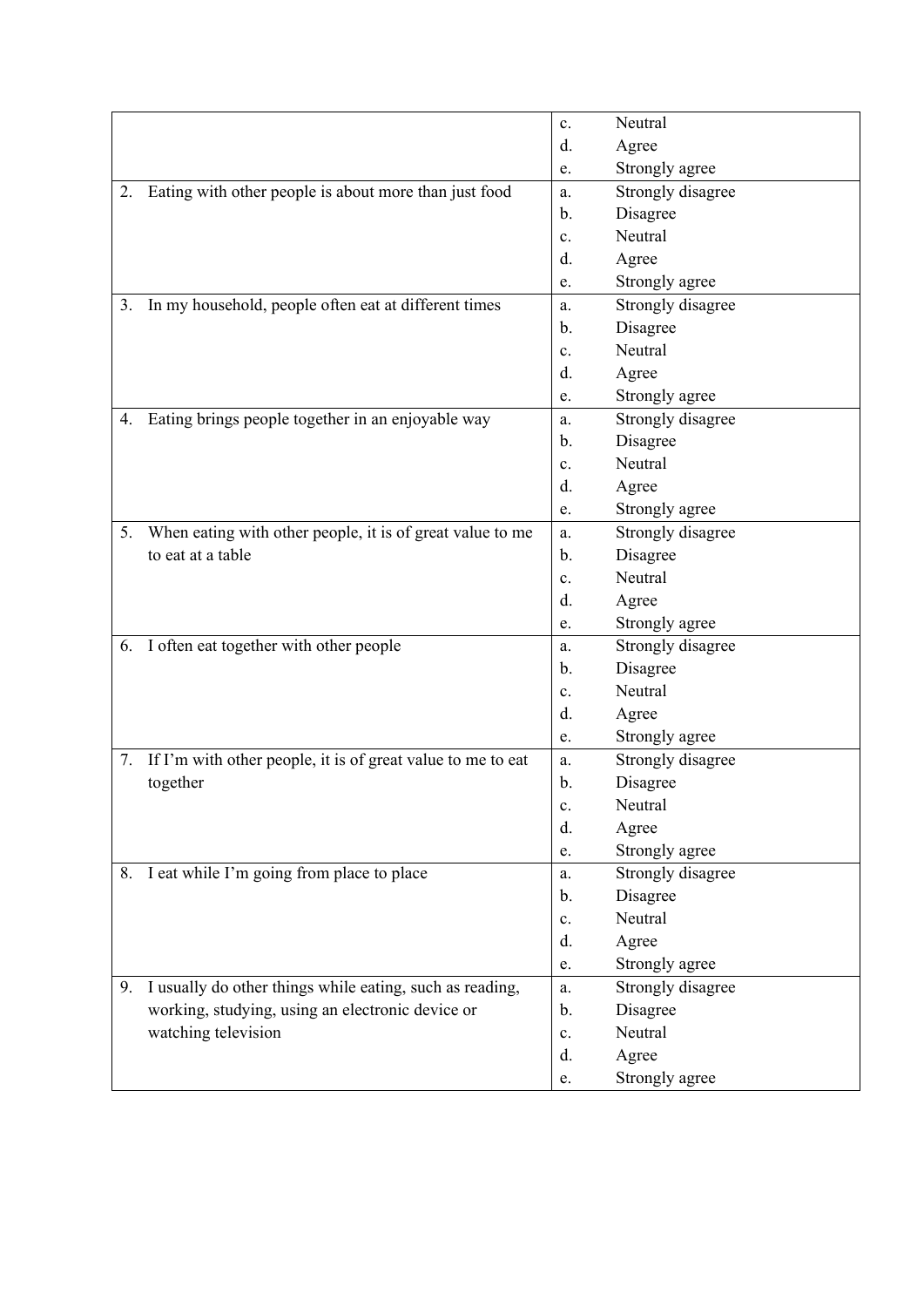| | |
|---|---|
| | c. Neutral<br>d. Agree<br>e. Strongly agree |
| 2. Eating with other people is about more than just food | a. Strongly disagree<br>b. Disagree<br>c. Neutral<br>d. Agree<br>e. Strongly agree |
| 3. In my household, people often eat at different times | a. Strongly disagree<br>b. Disagree<br>c. Neutral<br>d. Agree<br>e. Strongly agree |
| 4. Eating brings people together in an enjoyable way | a. Strongly disagree<br>b. Disagree<br>c. Neutral<br>d. Agree<br>e. Strongly agree |
| 5. When eating with other people, it is of great value to me to eat at a table | a. Strongly disagree<br>b. Disagree<br>c. Neutral<br>d. Agree<br>e. Strongly agree |
| 6. I often eat together with other people | a. Strongly disagree<br>b. Disagree<br>c. Neutral<br>d. Agree<br>e. Strongly agree |
| 7. If I'm with other people, it is of great value to me to eat together | a. Strongly disagree<br>b. Disagree<br>c. Neutral<br>d. Agree<br>e. Strongly agree |
| 8. I eat while I'm going from place to place | a. Strongly disagree<br>b. Disagree<br>c. Neutral<br>d. Agree<br>e. Strongly agree |
| 9. I usually do other things while eating, such as reading, working, studying, using an electronic device or watching television | a. Strongly disagree<br>b. Disagree<br>c. Neutral<br>d. Agree<br>e. Strongly agree |